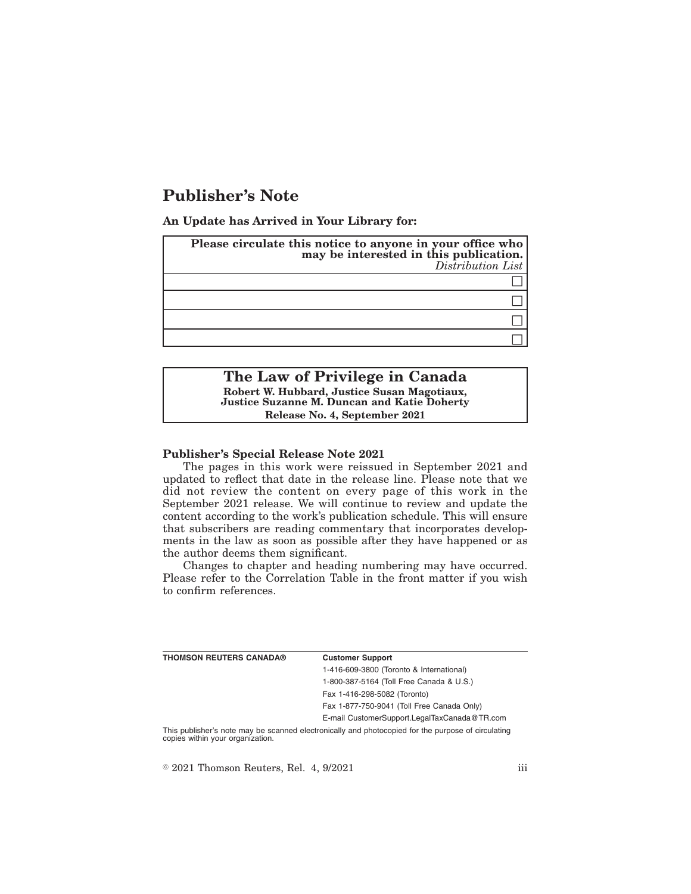# Publisher's Note

**An Update has Arrived in Your Library for:**

| **Please circulate this notice to anyone in your office who may be interested in this publication.** *Distribution List* |
| --- |
| ☐ |
| ☐ |
| ☐ |
| ☐ |

## The Law of Privilege in Canada

**Robert W. Hubbard, Justice Susan Magotiaux, Justice Suzanne M. Duncan and Katie Doherty**

**Release No. 4, September 2021**

**Publisher's Special Release Note 2021**

The pages in this work were reissued in September 2021 and updated to reflect that date in the release line. Please note that we did not review the content on every page of this work in the September 2021 release. We will continue to review and update the content according to the work's publication schedule. This will ensure that subscribers are reading commentary that incorporates developments in the law as soon as possible after they have happened or as the author deems them significant.

Changes to chapter and heading numbering may have occurred. Please refer to the Correlation Table in the front matter if you wish to confirm references.

| **THOMSON REUTERS CANADA®** | **Customer Support** |
| --- | --- |
| | 1-416-609-3800 (Toronto & International) |
| | 1-800-387-5164 (Toll Free Canada & U.S.) |
| | Fax 1-416-298-5082 (Toronto) |
| | Fax 1-877-750-9041 (Toll Free Canada Only) |
| | E-mail CustomerSupport.LegalTaxCanada@TR.com |

This publisher's note may be scanned electronically and photocopied for the purpose of circulating copies within your organization.

© 2021 Thomson Reuters, Rel. 4, 9/2021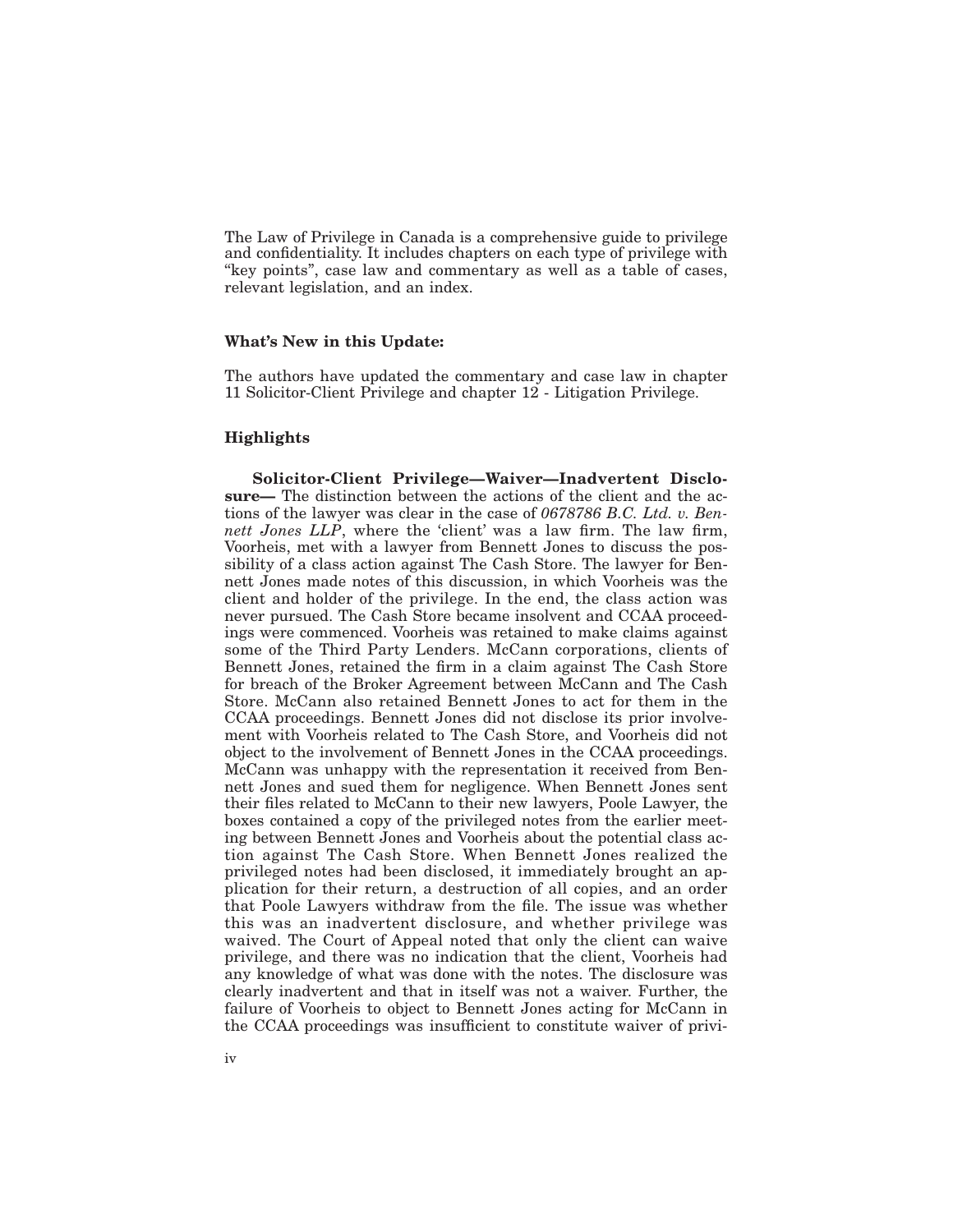The Law of Privilege in Canada is a comprehensive guide to privilege and confidentiality. It includes chapters on each type of privilege with "key points", case law and commentary as well as a table of cases, relevant legislation, and an index.

### What's New in this Update:

The authors have updated the commentary and case law in chapter 11 Solicitor-Client Privilege and chapter 12 - Litigation Privilege.

### Highlights

**Solicitor-Client Privilege—Waiver—Inadvertent Disclosure—** The distinction between the actions of the client and the actions of the lawyer was clear in the case of *0678786 B.C. Ltd. v. Bennett Jones LLP*, where the 'client' was a law firm. The law firm, Voorheis, met with a lawyer from Bennett Jones to discuss the possibility of a class action against The Cash Store. The lawyer for Bennett Jones made notes of this discussion, in which Voorheis was the client and holder of the privilege. In the end, the class action was never pursued. The Cash Store became insolvent and CCAA proceedings were commenced. Voorheis was retained to make claims against some of the Third Party Lenders. McCann corporations, clients of Bennett Jones, retained the firm in a claim against The Cash Store for breach of the Broker Agreement between McCann and The Cash Store. McCann also retained Bennett Jones to act for them in the CCAA proceedings. Bennett Jones did not disclose its prior involvement with Voorheis related to The Cash Store, and Voorheis did not object to the involvement of Bennett Jones in the CCAA proceedings. McCann was unhappy with the representation it received from Bennett Jones and sued them for negligence. When Bennett Jones sent their files related to McCann to their new lawyers, Poole Lawyer, the boxes contained a copy of the privileged notes from the earlier meeting between Bennett Jones and Voorheis about the potential class action against The Cash Store. When Bennett Jones realized the privileged notes had been disclosed, it immediately brought an application for their return, a destruction of all copies, and an order that Poole Lawyers withdraw from the file. The issue was whether this was an inadvertent disclosure, and whether privilege was waived. The Court of Appeal noted that only the client can waive privilege, and there was no indication that the client, Voorheis had any knowledge of what was done with the notes. The disclosure was clearly inadvertent and that in itself was not a waiver. Further, the failure of Voorheis to object to Bennett Jones acting for McCann in the CCAA proceedings was insufficient to constitute waiver of privi-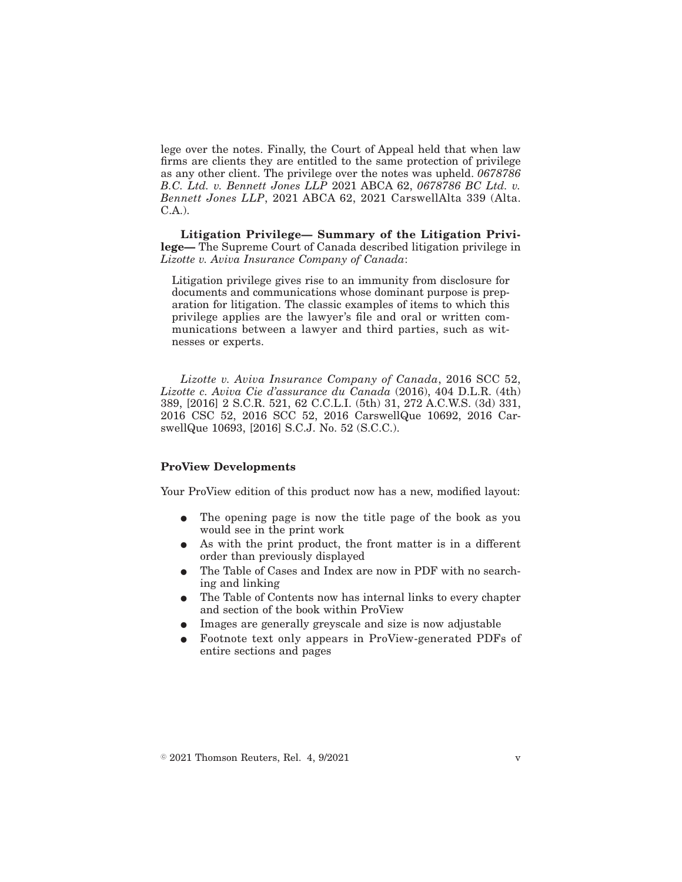lege over the notes. Finally, the Court of Appeal held that when law firms are clients they are entitled to the same protection of privilege as any other client. The privilege over the notes was upheld. *0678786 B.C. Ltd. v. Bennett Jones LLP* 2021 ABCA 62, *0678786 BC Ltd. v. Bennett Jones LLP*, 2021 ABCA 62, 2021 CarswellAlta 339 (Alta. C.A.).

**Litigation Privilege— Summary of the Litigation Privilege—** The Supreme Court of Canada described litigation privilege in *Lizotte v. Aviva Insurance Company of Canada*:

> Litigation privilege gives rise to an immunity from disclosure for documents and communications whose dominant purpose is preparation for litigation. The classic examples of items to which this privilege applies are the lawyer's file and oral or written communications between a lawyer and third parties, such as witnesses or experts.

*Lizotte v. Aviva Insurance Company of Canada*, 2016 SCC 52, *Lizotte c. Aviva Cie d'assurance du Canada* (2016), 404 D.L.R. (4th) 389, [2016] 2 S.C.R. 521, 62 C.C.L.I. (5th) 31, 272 A.C.W.S. (3d) 331, 2016 CSC 52, 2016 SCC 52, 2016 CarswellQue 10692, 2016 CarswellQue 10693, [2016] S.C.J. No. 52 (S.C.C.).

**ProView Developments**

Your ProView edition of this product now has a new, modified layout:

- The opening page is now the title page of the book as you would see in the print work
- As with the print product, the front matter is in a different order than previously displayed
- The Table of Cases and Index are now in PDF with no searching and linking
- The Table of Contents now has internal links to every chapter and section of the book within ProView
- Images are generally greyscale and size is now adjustable
- Footnote text only appears in ProView-generated PDFs of entire sections and pages